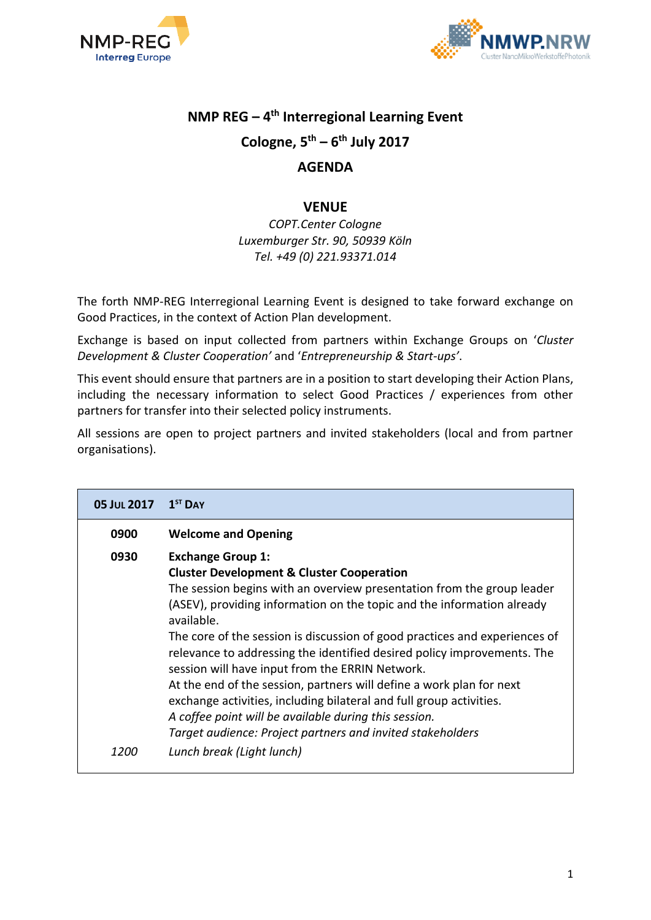NMP-REG Interreg Europe

NMWP.NRW Cluster NanoMikroWerkstoffePhotonik

# NMP REG – 4th Interregional Learning Event

## Cologne, 5th – 6th July 2017

## AGENDA

### VENUE

*COPT.Center Cologne*
*Luxemburger Str. 90, 50939 Köln*
*Tel. +49 (0) 221.93371.014*

The forth NMP-REG Interregional Learning Event is designed to take forward exchange on Good Practices, in the context of Action Plan development.

Exchange is based on input collected from partners within Exchange Groups on '*Cluster Development & Cluster Cooperation'* and '*Entrepreneurship & Start-ups'*.

This event should ensure that partners are in a position to start developing their Action Plans, including the necessary information to select Good Practices / experiences from other partners for transfer into their selected policy instruments.

All sessions are open to project partners and invited stakeholders (local and from partner organisations).

| 05 Jul 2017 | 1st Day |
|---|---|
| **0900** | **Welcome and Opening** |
| **0930** | **Exchange Group 1:**<br>**Cluster Development & Cluster Cooperation**<br>The session begins with an overview presentation from the group leader (ASEV), providing information on the topic and the information already available.<br>The core of the session is discussion of good practices and experiences of relevance to addressing the identified desired policy improvements. The session will have input from the ERRIN Network.<br>At the end of the session, partners will define a work plan for next exchange activities, including bilateral and full group activities.<br>*A coffee point will be available during this session.*<br>*Target audience: Project partners and invited stakeholders* |
| *1200* | *Lunch break (Light lunch)* |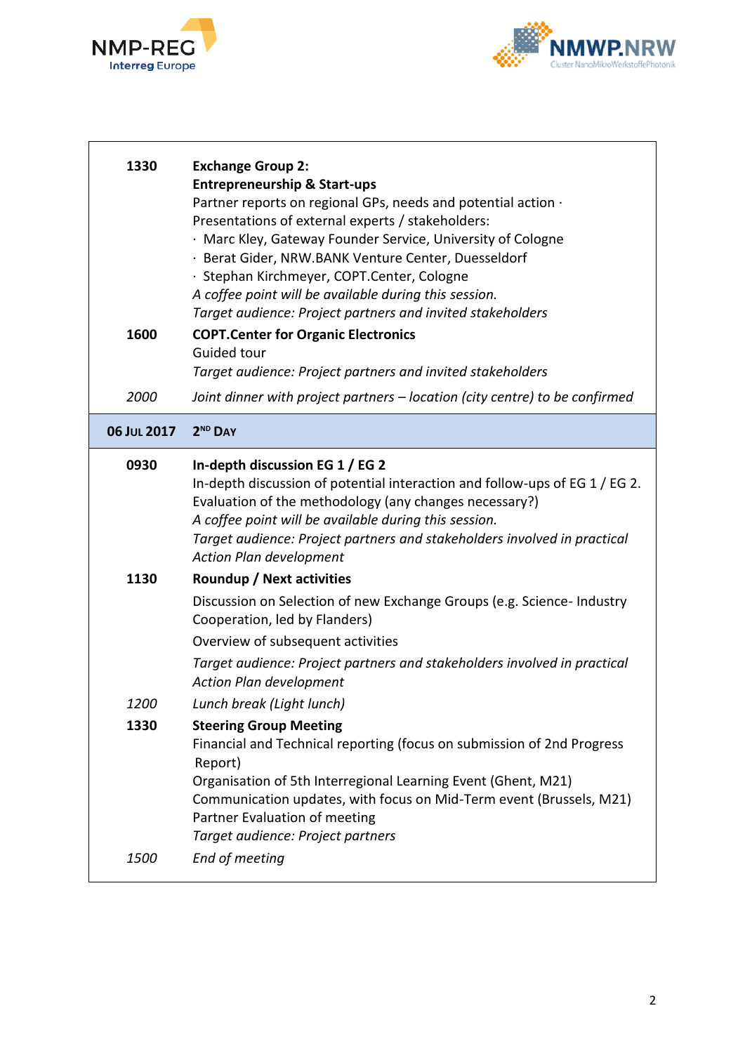| | |
|---|---|
| **1330** | **Exchange Group 2:**<br>**Entrepreneurship & Start-ups**<br>Partner reports on regional GPs, needs and potential action ·<br>Presentations of external experts / stakeholders:<br>· Marc Kley, Gateway Founder Service, University of Cologne<br>· Berat Gider, NRW.BANK Venture Center, Duesseldorf<br>· Stephan Kirchmeyer, COPT.Center, Cologne<br>*A coffee point will be available during this session.*<br>*Target audience: Project partners and invited stakeholders* |
| **1600** | **COPT.Center for Organic Electronics**<br>Guided tour<br>*Target audience: Project partners and invited stakeholders* |
| *2000* | *Joint dinner with project partners – location (city centre) to be confirmed* |
| **06 Jul 2017** | **2nd Day** |
| **0930** | **In-depth discussion EG 1 / EG 2**<br>In-depth discussion of potential interaction and follow-ups of EG 1 / EG 2.<br>Evaluation of the methodology (any changes necessary?)<br>*A coffee point will be available during this session.*<br>*Target audience: Project partners and stakeholders involved in practical Action Plan development* |
| **1130** | **Roundup / Next activities**<br>Discussion on Selection of new Exchange Groups (e.g. Science- Industry Cooperation, led by Flanders)<br>Overview of subsequent activities<br>*Target audience: Project partners and stakeholders involved in practical Action Plan development* |
| *1200* | *Lunch break (Light lunch)* |
| **1330** | **Steering Group Meeting**<br>Financial and Technical reporting (focus on submission of 2nd Progress Report)<br>Organisation of 5th Interregional Learning Event (Ghent, M21)<br>Communication updates, with focus on Mid-Term event (Brussels, M21)<br>Partner Evaluation of meeting<br>*Target audience: Project partners* |
| *1500* | *End of meeting* |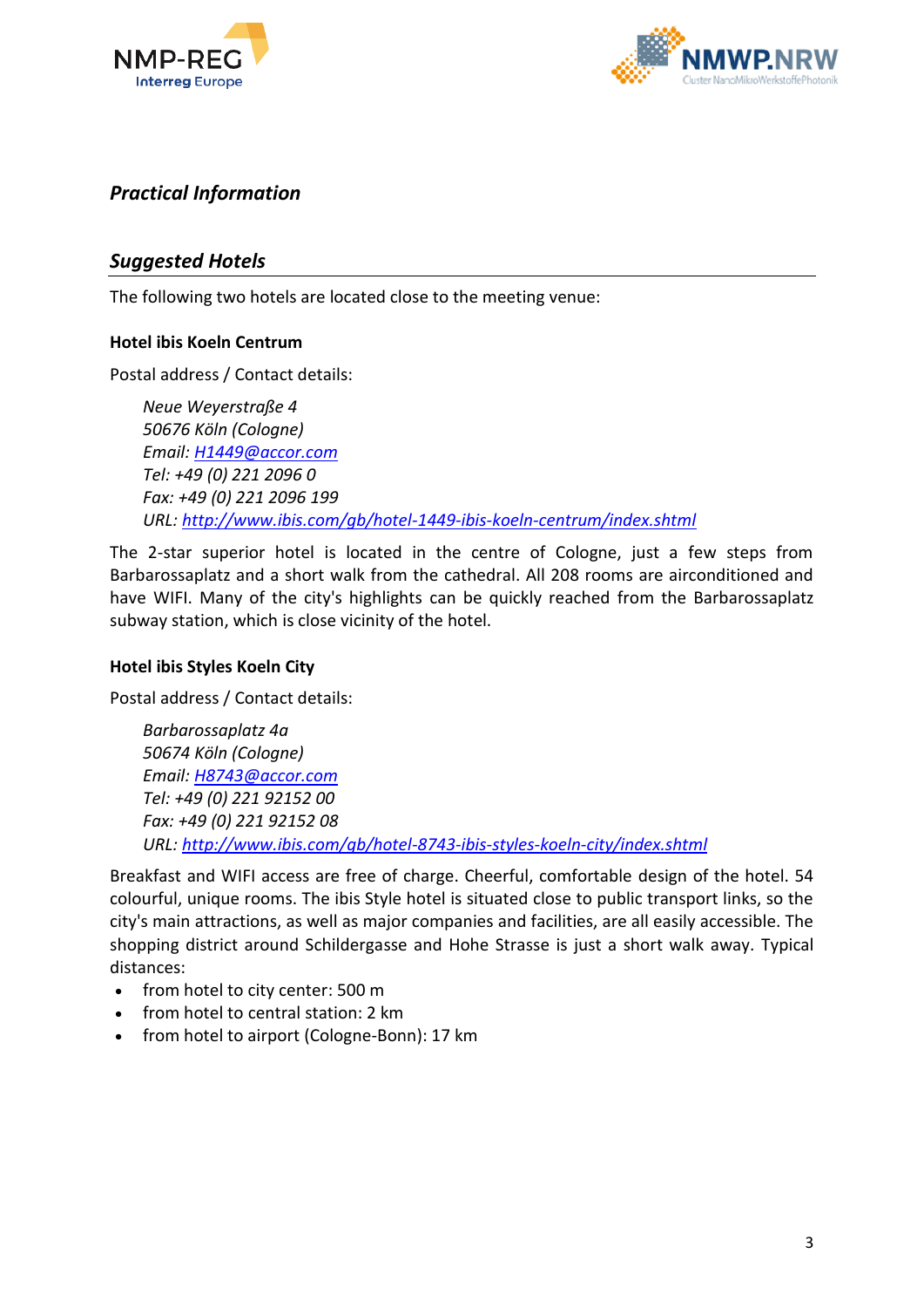## *Practical Information*

## *Suggested Hotels*

The following two hotels are located close to the meeting venue:

**Hotel ibis Koeln Centrum**

Postal address / Contact details:

> *Neue Weyerstraße 4*
> *50676 Köln (Cologne)*
> *Email: H1449@accor.com*
> *Tel: +49 (0) 221 2096 0*
> *Fax: +49 (0) 221 2096 199*
> *URL: http://www.ibis.com/gb/hotel-1449-ibis-koeln-centrum/index.shtml*

The 2-star superior hotel is located in the centre of Cologne, just a few steps from Barbarossaplatz and a short walk from the cathedral. All 208 rooms are airconditioned and have WIFI. Many of the city's highlights can be quickly reached from the Barbarossaplatz subway station, which is close vicinity of the hotel.

**Hotel ibis Styles Koeln City**

Postal address / Contact details:

> *Barbarossaplatz 4a*
> *50674 Köln (Cologne)*
> *Email: H8743@accor.com*
> *Tel: +49 (0) 221 92152 00*
> *Fax: +49 (0) 221 92152 08*
> *URL: http://www.ibis.com/gb/hotel-8743-ibis-styles-koeln-city/index.shtml*

Breakfast and WIFI access are free of charge. Cheerful, comfortable design of the hotel. 54 colourful, unique rooms. The ibis Style hotel is situated close to public transport links, so the city's main attractions, as well as major companies and facilities, are all easily accessible. The shopping district around Schildergasse and Hohe Strasse is just a short walk away. Typical distances:

- from hotel to city center: 500 m
- from hotel to central station: 2 km
- from hotel to airport (Cologne-Bonn): 17 km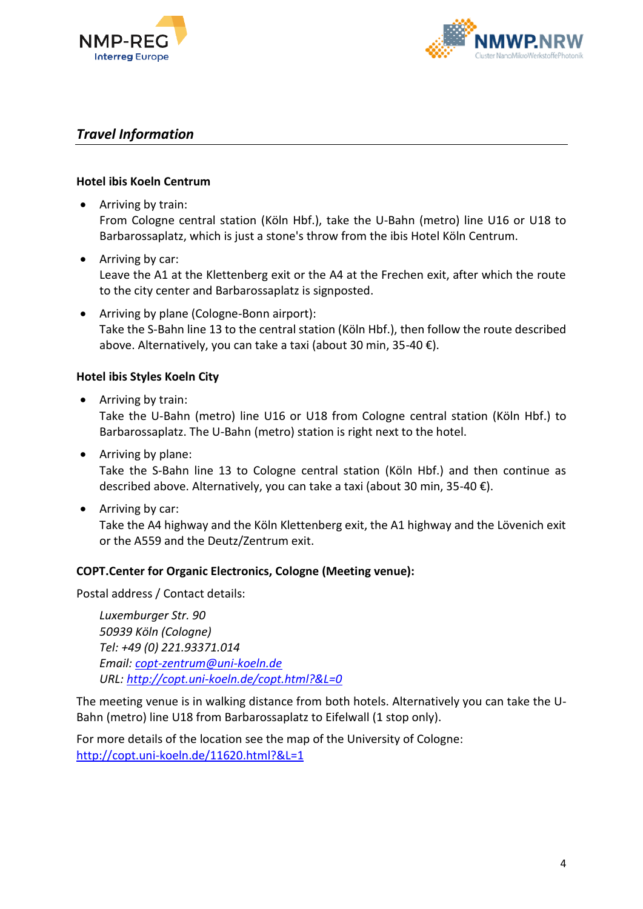## *Travel Information*

**Hotel ibis Koeln Centrum**

- Arriving by train:
  From Cologne central station (Köln Hbf.), take the U-Bahn (metro) line U16 or U18 to Barbarossaplatz, which is just a stone's throw from the ibis Hotel Köln Centrum.
- Arriving by car:
  Leave the A1 at the Klettenberg exit or the A4 at the Frechen exit, after which the route to the city center and Barbarossaplatz is signposted.
- Arriving by plane (Cologne-Bonn airport):
  Take the S-Bahn line 13 to the central station (Köln Hbf.), then follow the route described above. Alternatively, you can take a taxi (about 30 min, 35-40 €).

**Hotel ibis Styles Koeln City**

- Arriving by train:
  Take the U-Bahn (metro) line U16 or U18 from Cologne central station (Köln Hbf.) to Barbarossaplatz. The U-Bahn (metro) station is right next to the hotel.
- Arriving by plane:
  Take the S-Bahn line 13 to Cologne central station (Köln Hbf.) and then continue as described above. Alternatively, you can take a taxi (about 30 min, 35-40 €).
- Arriving by car:
  Take the A4 highway and the Köln Klettenberg exit, the A1 highway and the Lövenich exit or the A559 and the Deutz/Zentrum exit.

**COPT.Center for Organic Electronics, Cologne (Meeting venue):**

Postal address / Contact details:

*Luxemburger Str. 90*
*50939 Köln (Cologne)*
*Tel: +49 (0) 221.93371.014*
*Email: copt-zentrum@uni-koeln.de*
*URL: http://copt.uni-koeln.de/copt.html?&L=0*

The meeting venue is in walking distance from both hotels. Alternatively you can take the U-Bahn (metro) line U18 from Barbarossaplatz to Eifelwall (1 stop only).

For more details of the location see the map of the University of Cologne:
http://copt.uni-koeln.de/11620.html?&L=1